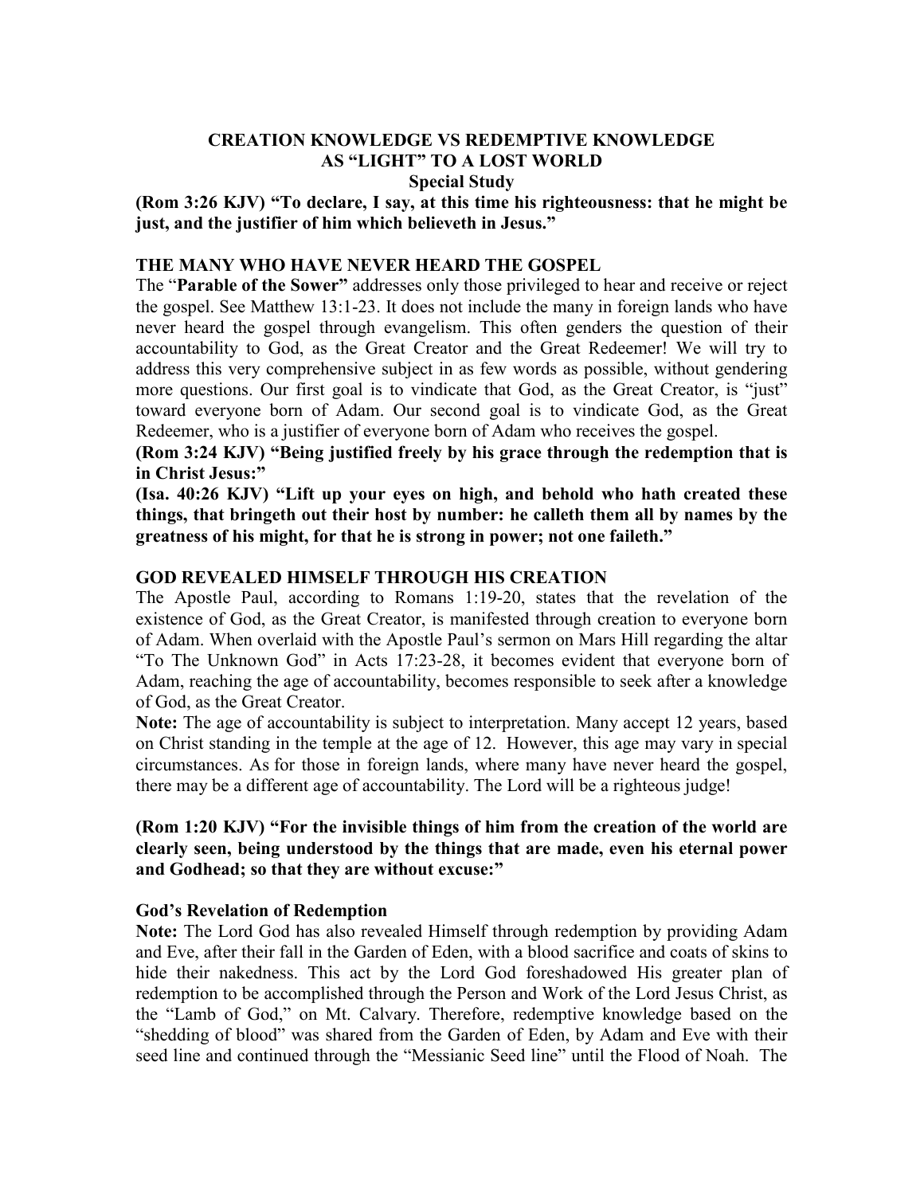# CREATION KNOWLEDGE VS REDEMPTIVE KNOWLEDGE AS "LIGHT" TO A LOST WORLD

### Special Study

**(Rom 3:26 KJV) "To declare, I say, at this time his righteousness: that he might be just, and the justifier of him which believeth in Jesus."**

## THE MANY WHO HAVE NEVER HEARD THE GOSPEL

The "**Parable of the Sower"** addresses only those privileged to hear and receive or reject the gospel. See Matthew 13:1-23. It does not include the many in foreign lands who have never heard the gospel through evangelism. This often genders the question of their accountability to God, as the Great Creator and the Great Redeemer! We will try to address this very comprehensive subject in as few words as possible, without gendering more questions. Our first goal is to vindicate that God, as the Great Creator, is "just" toward everyone born of Adam. Our second goal is to vindicate God, as the Great Redeemer, who is a justifier of everyone born of Adam who receives the gospel.

**(Rom 3:24 KJV) "Being justified freely by his grace through the redemption that is in Christ Jesus:"**

**(Isa. 40:26 KJV) "Lift up your eyes on high, and behold who hath created these things, that bringeth out their host by number: he calleth them all by names by the greatness of his might, for that he is strong in power; not one faileth."**

## GOD REVEALED HIMSELF THROUGH HIS CREATION

The Apostle Paul, according to Romans 1:19-20, states that the revelation of the existence of God, as the Great Creator, is manifested through creation to everyone born of Adam. When overlaid with the Apostle Paul's sermon on Mars Hill regarding the altar "To The Unknown God" in Acts 17:23-28, it becomes evident that everyone born of Adam, reaching the age of accountability, becomes responsible to seek after a knowledge of God, as the Great Creator.

**Note:** The age of accountability is subject to interpretation. Many accept 12 years, based on Christ standing in the temple at the age of 12. However, this age may vary in special circumstances. As for those in foreign lands, where many have never heard the gospel, there may be a different age of accountability. The Lord will be a righteous judge!

**(Rom 1:20 KJV) "For the invisible things of him from the creation of the world are clearly seen, being understood by the things that are made, even his eternal power and Godhead; so that they are without excuse:"**

### God's Revelation of Redemption

**Note:** The Lord God has also revealed Himself through redemption by providing Adam and Eve, after their fall in the Garden of Eden, with a blood sacrifice and coats of skins to hide their nakedness. This act by the Lord God foreshadowed His greater plan of redemption to be accomplished through the Person and Work of the Lord Jesus Christ, as the "Lamb of God," on Mt. Calvary. Therefore, redemptive knowledge based on the "shedding of blood" was shared from the Garden of Eden, by Adam and Eve with their seed line and continued through the "Messianic Seed line" until the Flood of Noah. The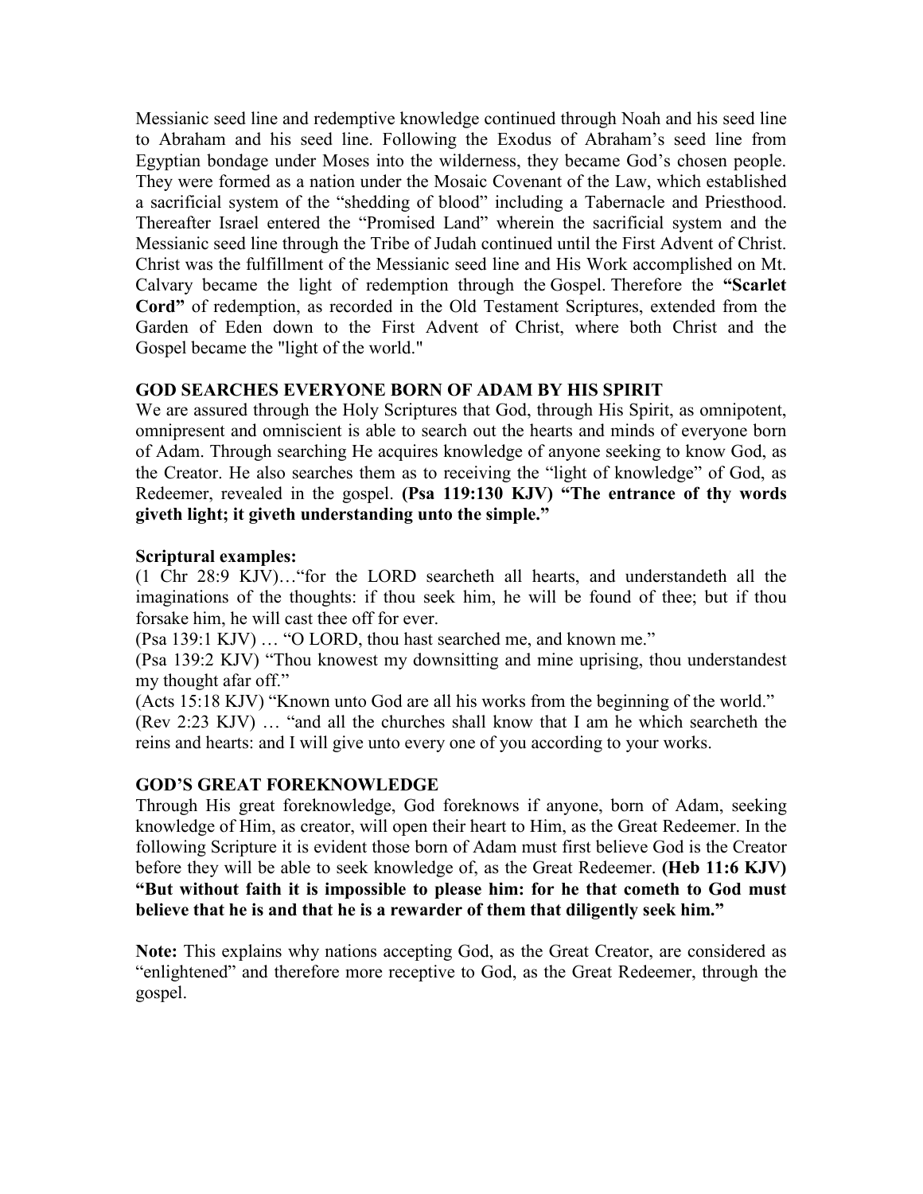Messianic seed line and redemptive knowledge continued through Noah and his seed line to Abraham and his seed line. Following the Exodus of Abraham's seed line from Egyptian bondage under Moses into the wilderness, they became God's chosen people. They were formed as a nation under the Mosaic Covenant of the Law, which established a sacrificial system of the "shedding of blood" including a Tabernacle and Priesthood. Thereafter Israel entered the "Promised Land" wherein the sacrificial system and the Messianic seed line through the Tribe of Judah continued until the First Advent of Christ. Christ was the fulfillment of the Messianic seed line and His Work accomplished on Mt. Calvary became the light of redemption through the Gospel. Therefore the **"Scarlet Cord"** of redemption, as recorded in the Old Testament Scriptures, extended from the Garden of Eden down to the First Advent of Christ, where both Christ and the Gospel became the "light of the world."

**GOD SEARCHES EVERYONE BORN OF ADAM BY HIS SPIRIT**

We are assured through the Holy Scriptures that God, through His Spirit, as omnipotent, omnipresent and omniscient is able to search out the hearts and minds of everyone born of Adam. Through searching He acquires knowledge of anyone seeking to know God, as the Creator. He also searches them as to receiving the "light of knowledge" of God, as Redeemer, revealed in the gospel. **(Psa 119:130 KJV) "The entrance of thy words giveth light; it giveth understanding unto the simple."**

**Scriptural examples:**

(1 Chr 28:9 KJV)…"for the LORD searcheth all hearts, and understandeth all the imaginations of the thoughts: if thou seek him, he will be found of thee; but if thou forsake him, he will cast thee off for ever.

(Psa 139:1 KJV) … "O LORD, thou hast searched me, and known me."

(Psa 139:2 KJV) "Thou knowest my downsitting and mine uprising, thou understandest my thought afar off."

(Acts 15:18 KJV) "Known unto God are all his works from the beginning of the world."

(Rev 2:23 KJV) … "and all the churches shall know that I am he which searcheth the reins and hearts: and I will give unto every one of you according to your works.

**GOD'S GREAT FOREKNOWLEDGE**

Through His great foreknowledge, God foreknows if anyone, born of Adam, seeking knowledge of Him, as creator, will open their heart to Him, as the Great Redeemer. In the following Scripture it is evident those born of Adam must first believe God is the Creator before they will be able to seek knowledge of, as the Great Redeemer. **(Heb 11:6 KJV) "But without faith it is impossible to please him: for he that cometh to God must believe that he is and that he is a rewarder of them that diligently seek him."**

**Note:** This explains why nations accepting God, as the Great Creator, are considered as "enlightened" and therefore more receptive to God, as the Great Redeemer, through the gospel.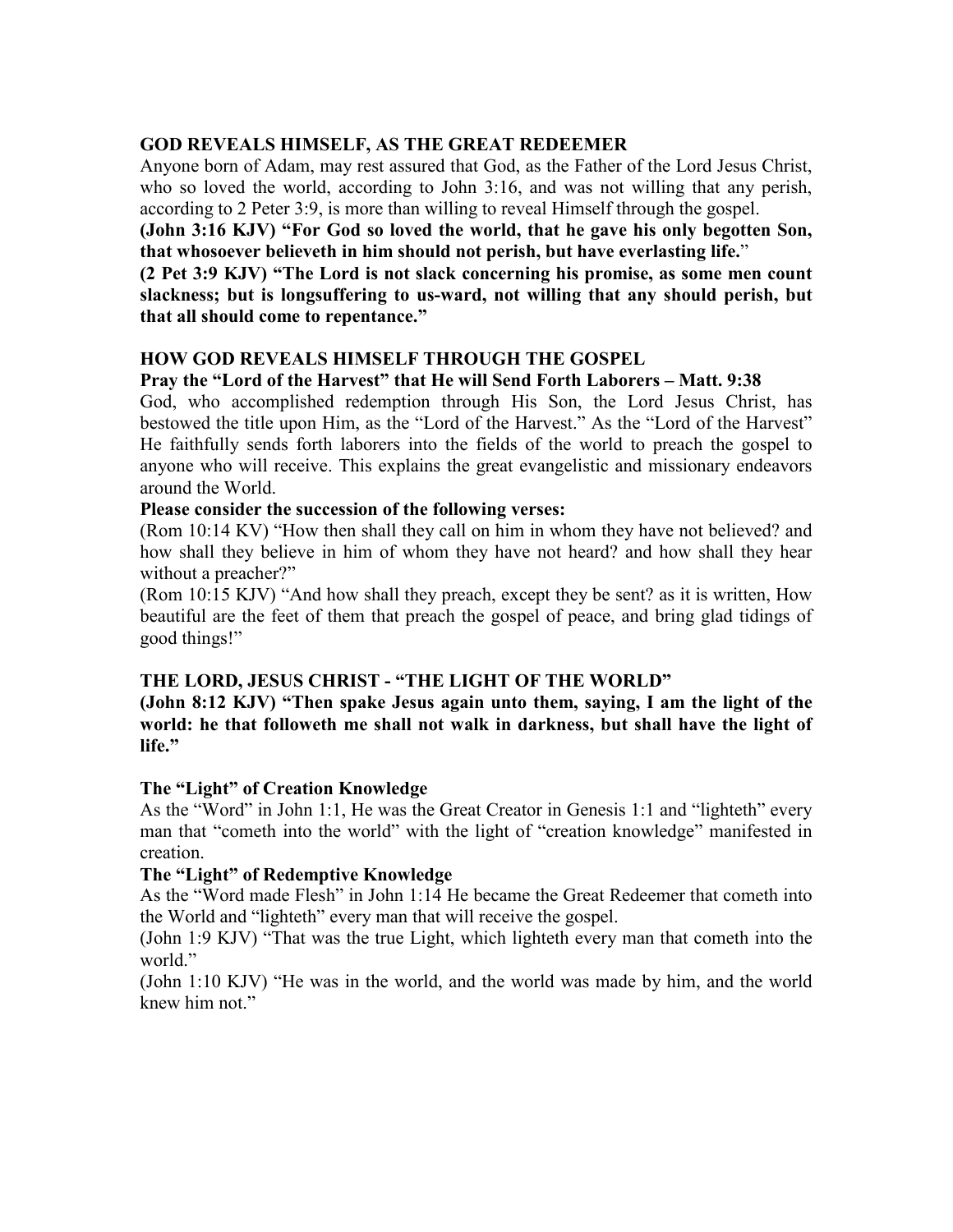### GOD REVEALS HIMSELF, AS THE GREAT REDEEMER

Anyone born of Adam, may rest assured that God, as the Father of the Lord Jesus Christ, who so loved the world, according to John 3:16, and was not willing that any perish, according to 2 Peter 3:9, is more than willing to reveal Himself through the gospel.

**(John 3:16 KJV) "For God so loved the world, that he gave his only begotten Son, that whosoever believeth in him should not perish, but have everlasting life."**

**(2 Pet 3:9 KJV) "The Lord is not slack concerning his promise, as some men count slackness; but is longsuffering to us-ward, not willing that any should perish, but that all should come to repentance."**

### HOW GOD REVEALS HIMSELF THROUGH THE GOSPEL

**Pray the "Lord of the Harvest" that He will Send Forth Laborers – Matt. 9:38**

God, who accomplished redemption through His Son, the Lord Jesus Christ, has bestowed the title upon Him, as the "Lord of the Harvest." As the "Lord of the Harvest" He faithfully sends forth laborers into the fields of the world to preach the gospel to anyone who will receive. This explains the great evangelistic and missionary endeavors around the World.

**Please consider the succession of the following verses:**

(Rom 10:14 KV) "How then shall they call on him in whom they have not believed? and how shall they believe in him of whom they have not heard? and how shall they hear without a preacher?"

(Rom 10:15 KJV) "And how shall they preach, except they be sent? as it is written, How beautiful are the feet of them that preach the gospel of peace, and bring glad tidings of good things!"

### THE LORD, JESUS CHRIST - "THE LIGHT OF THE WORLD"

**(John 8:12 KJV) "Then spake Jesus again unto them, saying, I am the light of the world: he that followeth me shall not walk in darkness, but shall have the light of life."**

#### The "Light" of Creation Knowledge

As the "Word" in John 1:1, He was the Great Creator in Genesis 1:1 and "lighteth" every man that "cometh into the world" with the light of "creation knowledge" manifested in creation.

#### The "Light" of Redemptive Knowledge

As the "Word made Flesh" in John 1:14 He became the Great Redeemer that cometh into the World and "lighteth" every man that will receive the gospel.

(John 1:9 KJV) "That was the true Light, which lighteth every man that cometh into the world."

(John 1:10 KJV) "He was in the world, and the world was made by him, and the world knew him not."